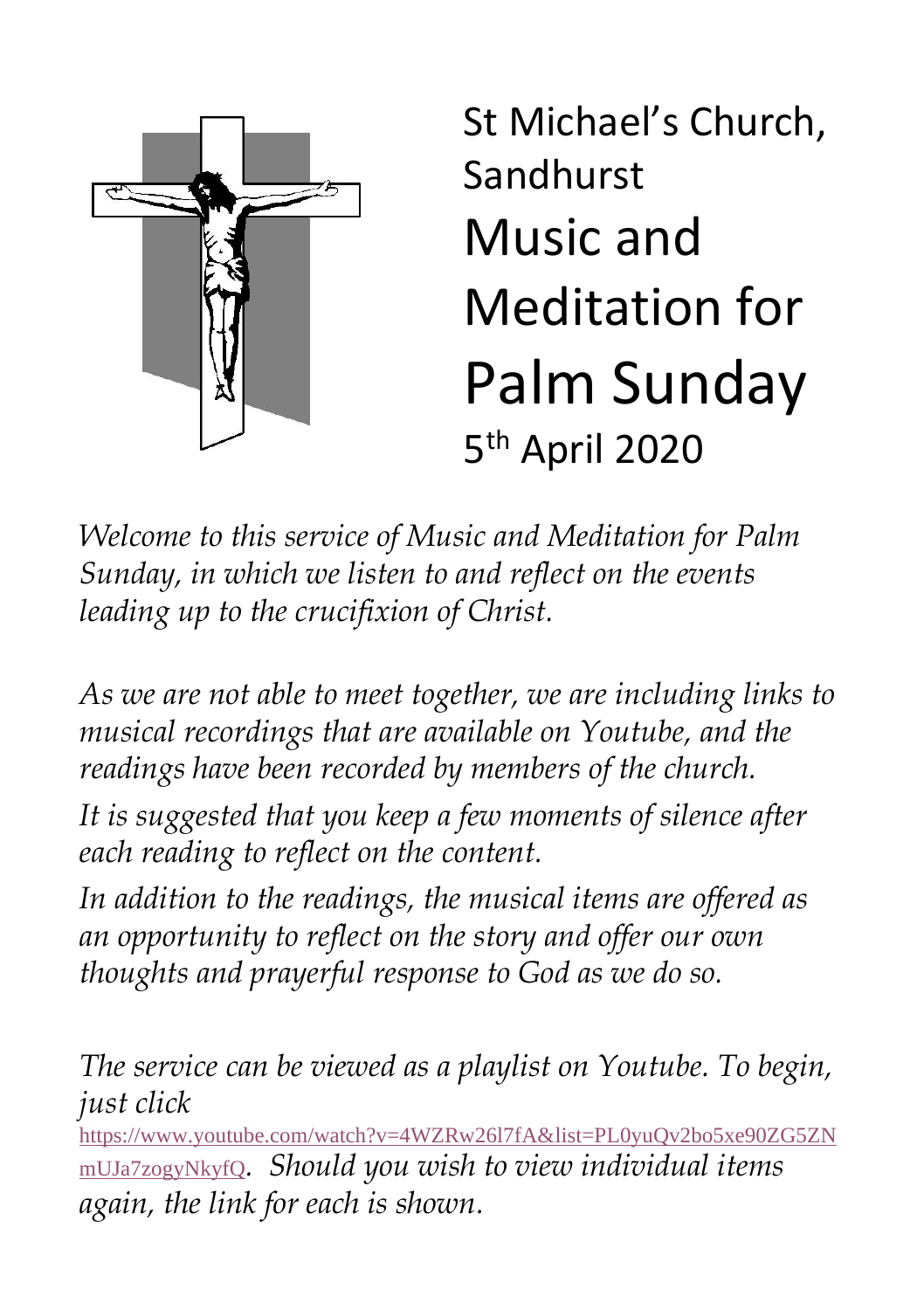St Michael's Church, Sandhurst

# Music and Meditation for Palm Sunday

5th April 2020

*Welcome to this service of Music and Meditation for Palm Sunday, in which we listen to and reflect on the events leading up to the crucifixion of Christ.*

*As we are not able to meet together, we are including links to musical recordings that are available on Youtube, and the readings have been recorded by members of the church.*

*It is suggested that you keep a few moments of silence after each reading to reflect on the content.*

*In addition to the readings, the musical items are offered as an opportunity to reflect on the story and offer our own thoughts and prayerful response to God as we do so.*

*The service can be viewed as a playlist on Youtube. To begin, just click* https://www.youtube.com/watch?v=4WZRw26l7fA&list=PL0yuQv2bo5xe90ZG5ZNmUJa7zogyNkyfQ. *Should you wish to view individual items again, the link for each is shown.*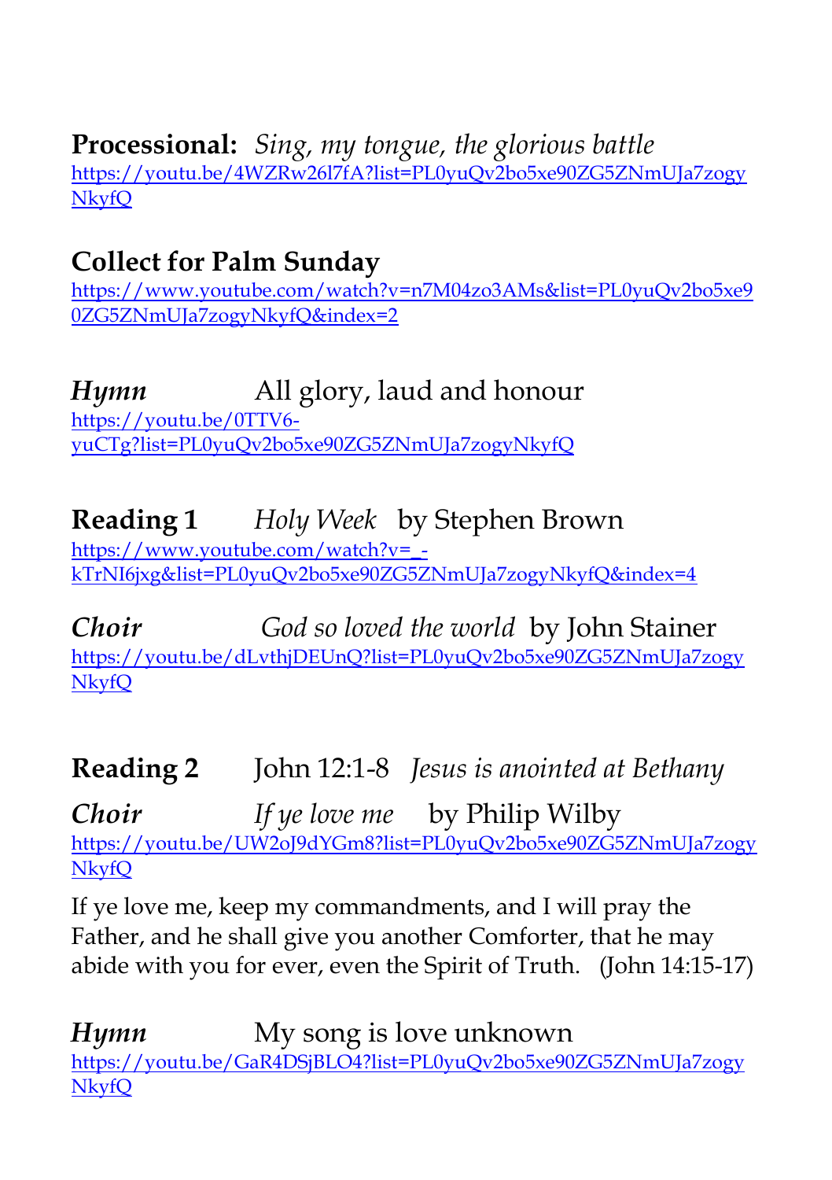**Processional:** *Sing, my tongue, the glorious battle*
https://youtu.be/4WZRw26l7fA?list=PL0yuQv2bo5xe90ZG5ZNmUJa7zogyNkyfQ

**Collect for Palm Sunday**
https://www.youtube.com/watch?v=n7M04zo3AMs&list=PL0yuQv2bo5xe90ZG5ZNmUJa7zogyNkyfQ&index=2

***Hymn*** All glory, laud and honour
https://youtu.be/0TTV6-yuCTg?list=PL0yuQv2bo5xe90ZG5ZNmUJa7zogyNkyfQ

**Reading 1** *Holy Week* by Stephen Brown
https://www.youtube.com/watch?v=_-kTrNI6jxg&list=PL0yuQv2bo5xe90ZG5ZNmUJa7zogyNkyfQ&index=4

***Choir*** *God so loved the world* by John Stainer
https://youtu.be/dLvthjDEUnQ?list=PL0yuQv2bo5xe90ZG5ZNmUJa7zogyNkyfQ

**Reading 2** John 12:1-8 *Jesus is anointed at Bethany*

***Choir*** *If ye love me* by Philip Wilby
https://youtu.be/UW2oJ9dYGm8?list=PL0yuQv2bo5xe90ZG5ZNmUJa7zogyNkyfQ

If ye love me, keep my commandments, and I will pray the Father, and he shall give you another Comforter, that he may abide with you for ever, even the Spirit of Truth. (John 14:15-17)

***Hymn*** My song is love unknown
https://youtu.be/GaR4DSjBLO4?list=PL0yuQv2bo5xe90ZG5ZNmUJa7zogyNkyfQ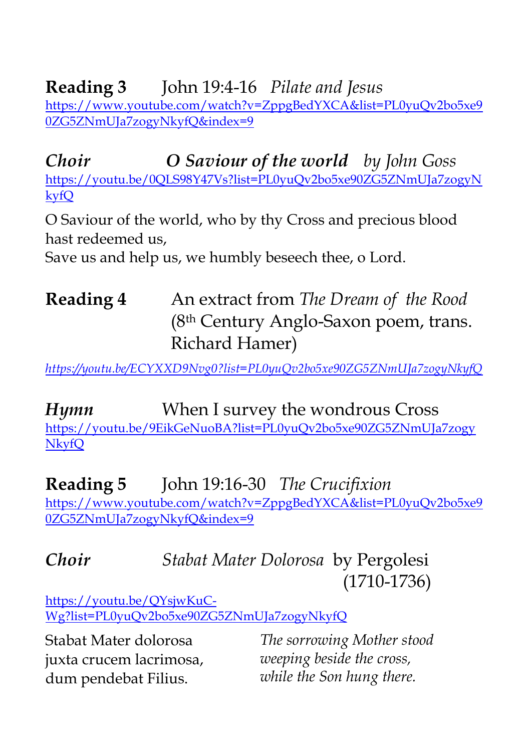**Reading 3** John 19:4-16 *Pilate and Jesus*
https://www.youtube.com/watch?v=ZppgBedYXCA&list=PL0yuQv2bo5xe90ZG5ZNmUJa7zogyNkyfQ&index=9

***Choir*** ***O Saviour of the world*** *by John Goss*
https://youtu.be/0QLS98Y47Vs?list=PL0yuQv2bo5xe90ZG5ZNmUJa7zogyNkyfQ

O Saviour of the world, who by thy Cross and precious blood hast redeemed us,
Save us and help us, we humbly beseech thee, o Lord.

**Reading 4** An extract from *The Dream of the Rood* (8th Century Anglo-Saxon poem, trans. Richard Hamer)

*https://youtu.be/ECYXXD9Nvg0?list=PL0yuQv2bo5xe90ZG5ZNmUJa7zogyNkyfQ*

***Hymn*** When I survey the wondrous Cross
https://youtu.be/9EikGeNuoBA?list=PL0yuQv2bo5xe90ZG5ZNmUJa7zogyNkyfQ

**Reading 5** John 19:16-30 *The Crucifixion*
https://www.youtube.com/watch?v=ZppgBedYXCA&list=PL0yuQv2bo5xe90ZG5ZNmUJa7zogyNkyfQ&index=9

***Choir*** *Stabat Mater Dolorosa* by Pergolesi (1710-1736)

https://youtu.be/QYsjwKuC-Wg?list=PL0yuQv2bo5xe90ZG5ZNmUJa7zogyNkyfQ

Stabat Mater dolorosa
juxta crucem lacrimosa,
dum pendebat Filius.

*The sorrowing Mother stood*
*weeping beside the cross,*
*while the Son hung there.*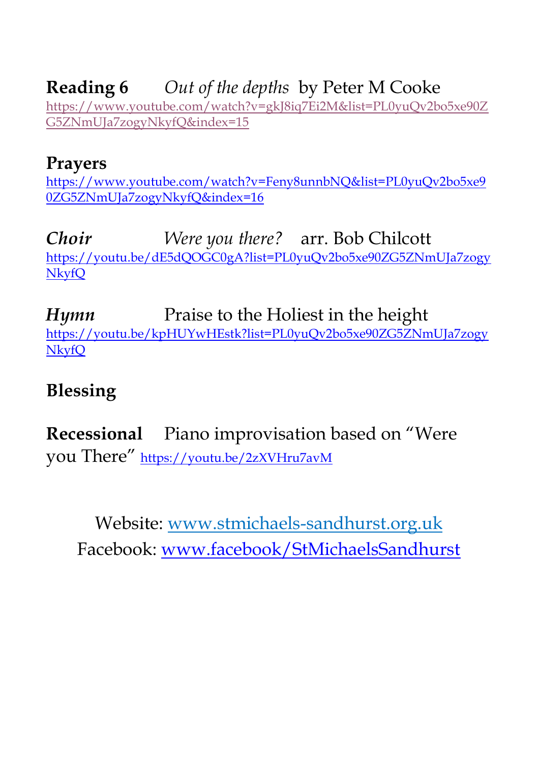**Reading 6** *Out of the depths* by Peter M Cooke
https://www.youtube.com/watch?v=gkJ8iq7Ei2M&list=PL0yuQv2bo5xe90ZG5ZNmUJa7zogyNkyfQ&index=15

**Prayers**
https://www.youtube.com/watch?v=Feny8unnbNQ&list=PL0yuQv2bo5xe90ZG5ZNmUJa7zogyNkyfQ&index=16

***Choir*** *Were you there?* arr. Bob Chilcott
https://youtu.be/dE5dQOGC0gA?list=PL0yuQv2bo5xe90ZG5ZNmUJa7zogyNkyfQ

***Hymn*** Praise to the Holiest in the height
https://youtu.be/kpHUYwHEstk?list=PL0yuQv2bo5xe90ZG5ZNmUJa7zogyNkyfQ

**Blessing**

**Recessional** Piano improvisation based on "Were you There" https://youtu.be/2zXVHru7avM

Website: www.stmichaels-sandhurst.org.uk
Facebook: www.facebook/StMichaelsSandhurst